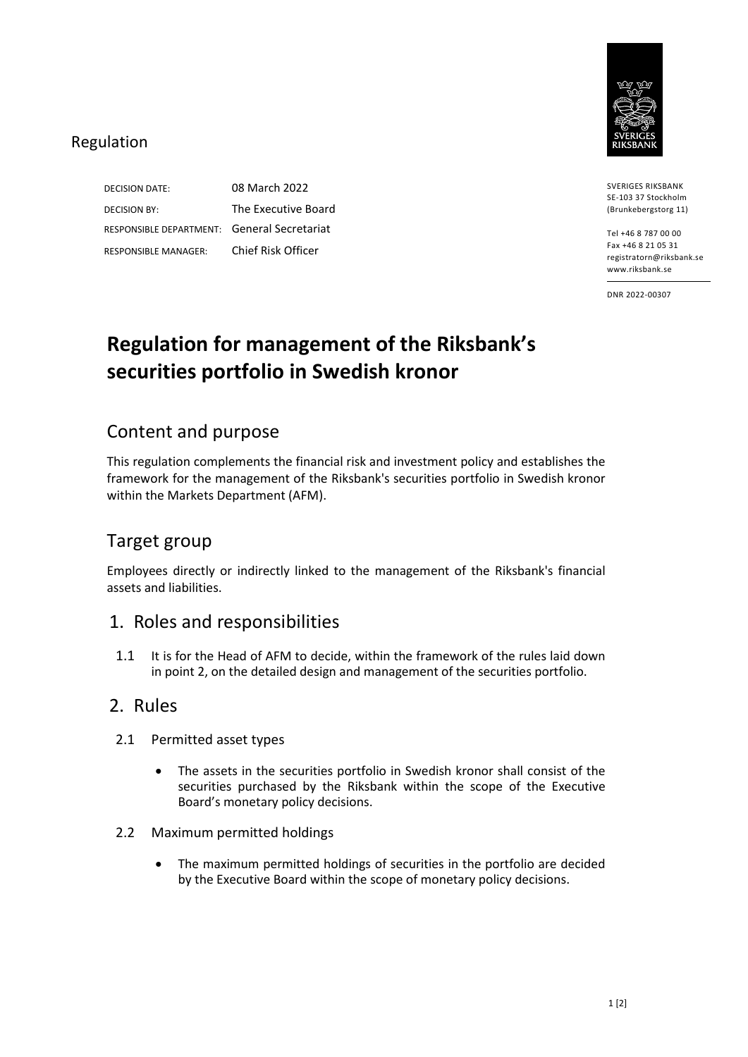Regulation

| | |
|---|---|
| DECISION DATE: | 08 March 2022 |
| DECISION BY: | The Executive Board |
| RESPONSIBLE DEPARTMENT: | General Secretariat |
| RESPONSIBLE MANAGER: | Chief Risk Officer |

SVERIGES RIKSBANK
SE-103 37 Stockholm
(Brunkebergstorg 11)

Tel +46 8 787 00 00
Fax +46 8 21 05 31
registratorn@riksbank.se
www.riksbank.se

DNR 2022-00307

# Regulation for management of the Riksbank's securities portfolio in Swedish kronor

## Content and purpose

This regulation complements the financial risk and investment policy and establishes the framework for the management of the Riksbank's securities portfolio in Swedish kronor within the Markets Department (AFM).

## Target group

Employees directly or indirectly linked to the management of the Riksbank's financial assets and liabilities.

## 1. Roles and responsibilities

1.1 It is for the Head of AFM to decide, within the framework of the rules laid down in point 2, on the detailed design and management of the securities portfolio.

## 2. Rules

2.1 Permitted asset types

- The assets in the securities portfolio in Swedish kronor shall consist of the securities purchased by the Riksbank within the scope of the Executive Board's monetary policy decisions.

2.2 Maximum permitted holdings

- The maximum permitted holdings of securities in the portfolio are decided by the Executive Board within the scope of monetary policy decisions.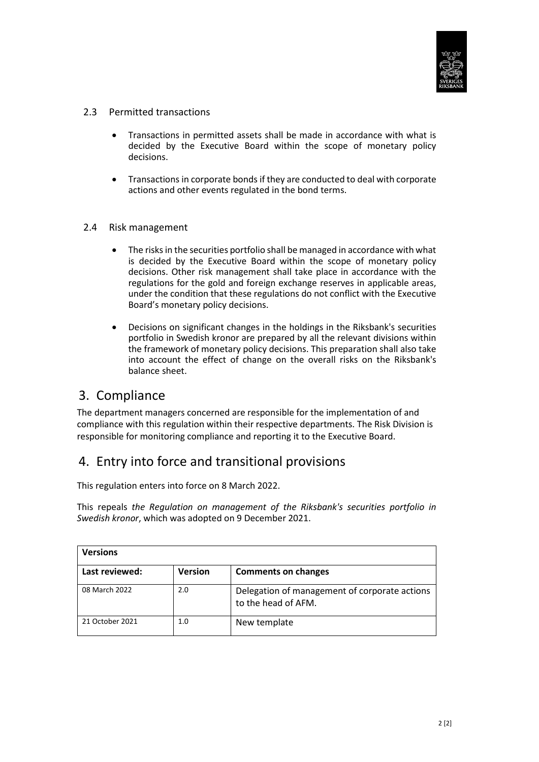### 2.3 Permitted transactions

- Transactions in permitted assets shall be made in accordance with what is decided by the Executive Board within the scope of monetary policy decisions.
- Transactions in corporate bonds if they are conducted to deal with corporate actions and other events regulated in the bond terms.

### 2.4 Risk management

- The risks in the securities portfolio shall be managed in accordance with what is decided by the Executive Board within the scope of monetary policy decisions. Other risk management shall take place in accordance with the regulations for the gold and foreign exchange reserves in applicable areas, under the condition that these regulations do not conflict with the Executive Board's monetary policy decisions.
- Decisions on significant changes in the holdings in the Riksbank's securities portfolio in Swedish kronor are prepared by all the relevant divisions within the framework of monetary policy decisions. This preparation shall also take into account the effect of change on the overall risks on the Riksbank's balance sheet.

## 3. Compliance

The department managers concerned are responsible for the implementation of and compliance with this regulation within their respective departments. The Risk Division is responsible for monitoring compliance and reporting it to the Executive Board.

## 4. Entry into force and transitional provisions

This regulation enters into force on 8 March 2022.

This repeals *the Regulation on management of the Riksbank's securities portfolio in Swedish kronor*, which was adopted on 9 December 2021.

| **Versions** | | |
|---|---|---|
| **Last reviewed:** | **Version** | **Comments on changes** |
| 08 March 2022 | 2.0 | Delegation of management of corporate actions to the head of AFM. |
| 21 October 2021 | 1.0 | New template |